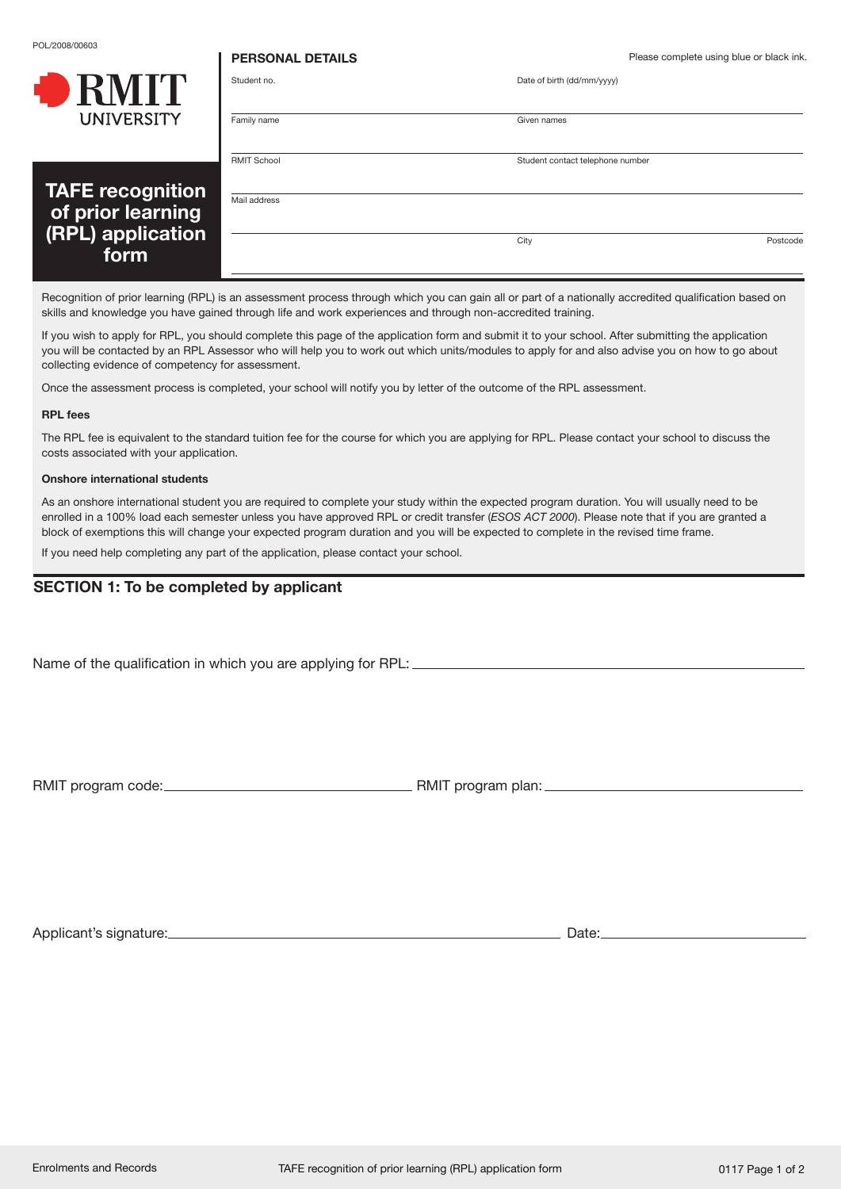POL/2008/00603

RMIT UNIVERSITY

# TAFE recognition of prior learning (RPL) application form

**PERSONAL DETAILS**

Please complete using blue or black ink.

| | |
|---|---|
| Student no. | Date of birth (dd/mm/yyyy) |
| Family name | Given names |
| RMIT School | Student contact telephone number |
| Mail address | |
| | City &nbsp;&nbsp;&nbsp;&nbsp; Postcode |

Recognition of prior learning (RPL) is an assessment process through which you can gain all or part of a nationally accredited qualification based on skills and knowledge you have gained through life and work experiences and through non-accredited training.

If you wish to apply for RPL, you should complete this page of the application form and submit it to your school. After submitting the application you will be contacted by an RPL Assessor who will help you to work out which units/modules to apply for and also advise you on how to go about collecting evidence of competency for assessment.

Once the assessment process is completed, your school will notify you by letter of the outcome of the RPL assessment.

**RPL fees**

The RPL fee is equivalent to the standard tuition fee for the course for which you are applying for RPL. Please contact your school to discuss the costs associated with your application.

**Onshore international students**

As an onshore international student you are required to complete your study within the expected program duration. You will usually need to be enrolled in a 100% load each semester unless you have approved RPL or credit transfer (*ESOS ACT 2000*). Please note that if you are granted a block of exemptions this will change your expected program duration and you will be expected to complete in the revised time frame.

If you need help completing any part of the application, please contact your school.

## SECTION 1: To be completed by applicant

Name of the qualification in which you are applying for RPL: ______________________________

RMIT program code: ______________________ RMIT program plan: ______________________

Applicant's signature: ______________________________ Date: ______________

Enrolments and Records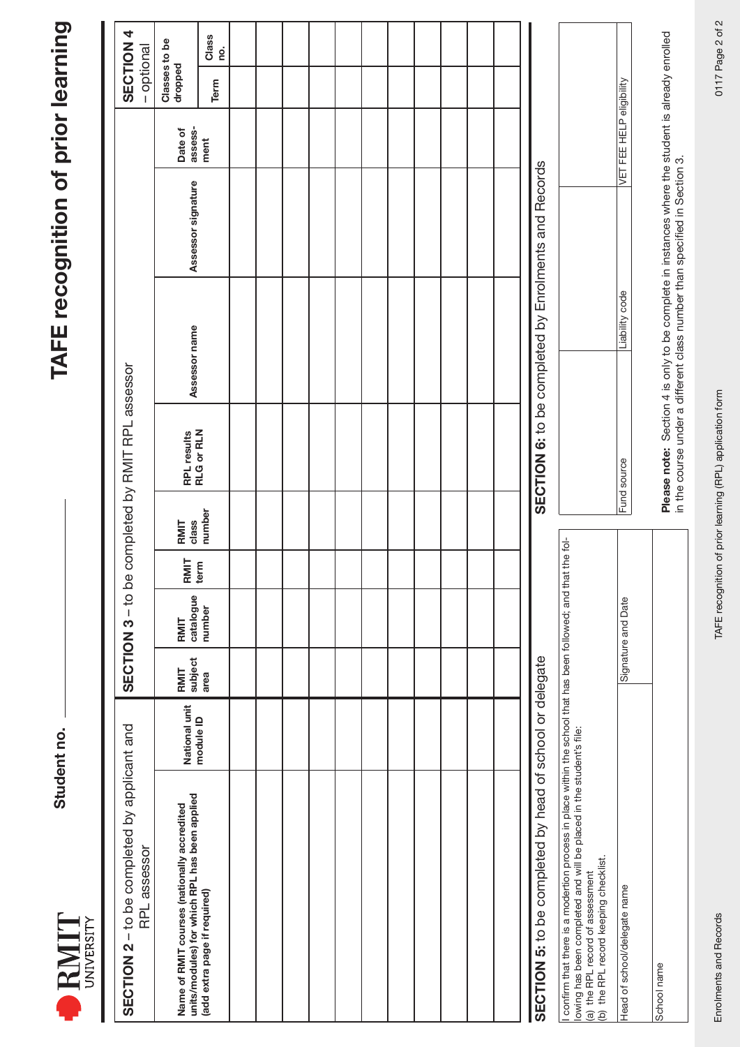# TAFE recognition of prior learning

**Student no.** ___________

| SECTION 2 – to be completed by applicant and RPL assessor | | SECTION 3 – to be completed by RMIT RPL assessor | | | | | | | | SECTION 4 – optional | |
|---|---|---|---|---|---|---|---|---|---|---|---|
| **Name of RMIT courses (nationally accredited units/modules) for which RPL has been applied (add extra page if required)** | **National unit module ID** | **RMIT subject area** | **RMIT catalogue number** | **RMIT term** | **RMIT class number** | **RPL results RLG or RLN** | **Assessor name** | **Assessor signature** | **Date of assessment** | **Classes to be dropped** | |
| | | | | | | | | | | **Term** | **Class no.** |
| | | | | | | | | | | | |
| | | | | | | | | | | | |
| | | | | | | | | | | | |
| | | | | | | | | | | | |
| | | | | | | | | | | | |
| | | | | | | | | | | | |
| | | | | | | | | | | | |
| | | | | | | | | | | | |
| | | | | | | | | | | | |
| | | | | | | | | | | | |
| | | | | | | | | | | | |
| | | | | | | | | | | | |

## SECTION 5: to be completed by head of school or delegate

I confirm that there is a modertion process in place within the school that has been followed; and that the following has been completed and will be placed in the student's file:
(a) the RPL record of assessment
(b) the RPL record keeping checklist.

| Head of school/delegate name | Signature and Date |
|---|---|
| School name | |

## SECTION 6: to be completed by Enrolments and Records

| Fund source | Liability code | VET FEE HELP eligibility |
|---|---|---|
| | | |

**Please note:** Section 4 is only to be complete in instances where the student is already enrolled in the course under a different class number than specified in Section 3.